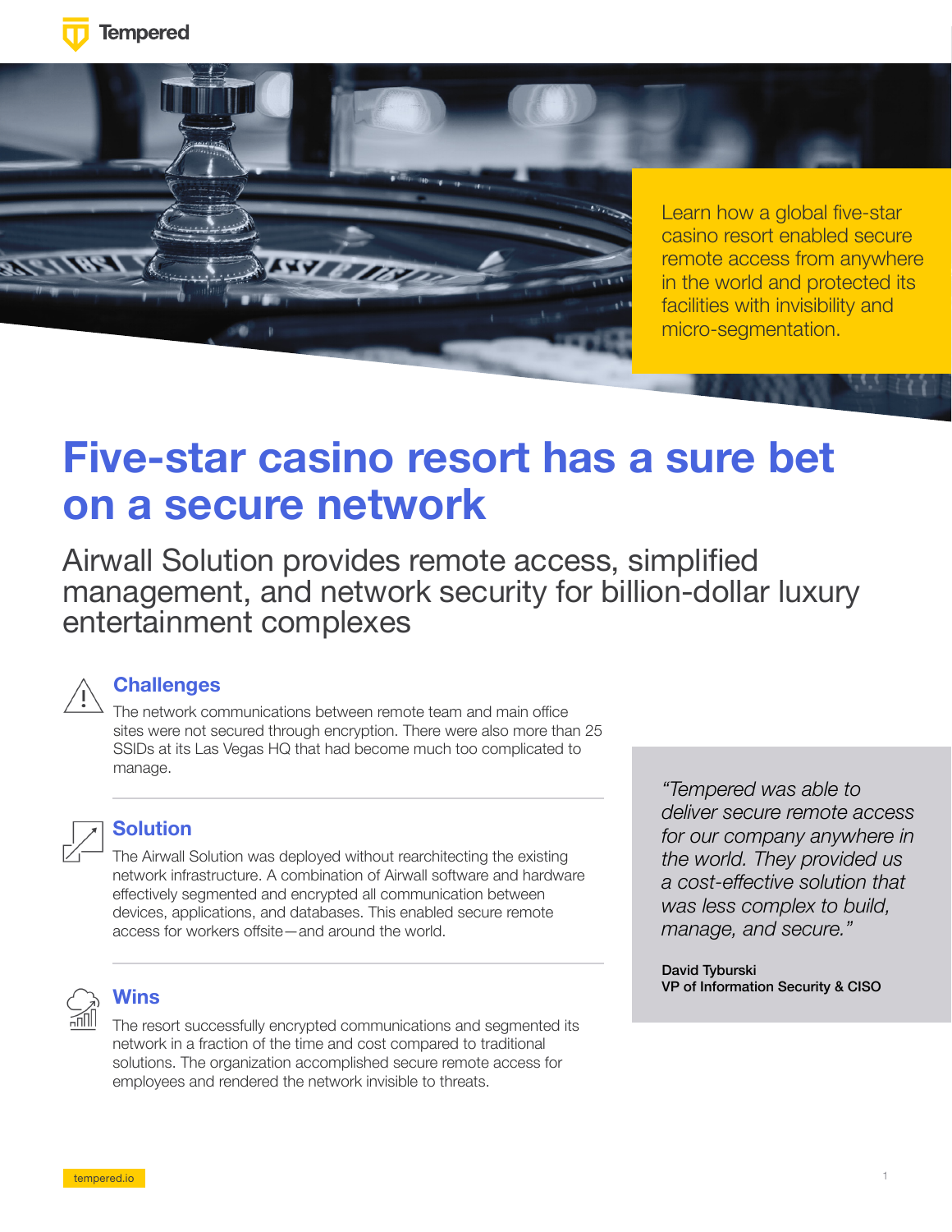Tempered

Learn how a global five-star casino resort enabled secure remote access from anywhere in the world and protected its facilities with invisibility and micro-segmentation.

# Five-star casino resort has a sure bet on a secure network

Airwall Solution provides remote access, simplified management, and network security for billion-dollar luxury entertainment complexes

## Challenges

The network communications between remote team and main office sites were not secured through encryption. There were also more than 25 SSIDs at its Las Vegas HQ that had become much too complicated to manage.

## Solution

The Airwall Solution was deployed without rearchitecting the existing network infrastructure. A combination of Airwall software and hardware effectively segmented and encrypted all communication between devices, applications, and databases. This enabled secure remote access for workers offsite—and around the world.

## Wins

The resort successfully encrypted communications and segmented its network in a fraction of the time and cost compared to traditional solutions. The organization accomplished secure remote access for employees and rendered the network invisible to threats.

*"Tempered was able to deliver secure remote access for our company anywhere in the world. They provided us a cost-effective solution that was less complex to build, manage, and secure."*

**David Tyburski**
**VP of Information Security & CISO**

tempered.io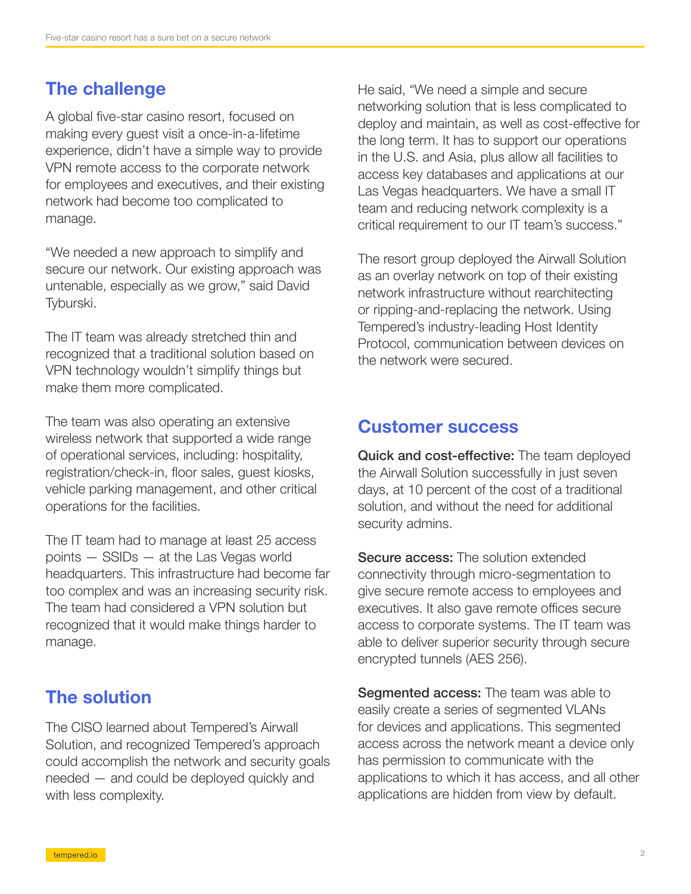## The challenge

A global five-star casino resort, focused on making every guest visit a once-in-a-lifetime experience, didn't have a simple way to provide VPN remote access to the corporate network for employees and executives, and their existing network had become too complicated to manage.

"We needed a new approach to simplify and secure our network. Our existing approach was untenable, especially as we grow," said David Tyburski.

The IT team was already stretched thin and recognized that a traditional solution based on VPN technology wouldn't simplify things but make them more complicated.

The team was also operating an extensive wireless network that supported a wide range of operational services, including: hospitality, registration/check-in, floor sales, guest kiosks, vehicle parking management, and other critical operations for the facilities.

The IT team had to manage at least 25 access points — SSIDs — at the Las Vegas world headquarters. This infrastructure had become far too complex and was an increasing security risk. The team had considered a VPN solution but recognized that it would make things harder to manage.

## The solution

The CISO learned about Tempered's Airwall Solution, and recognized Tempered's approach could accomplish the network and security goals needed — and could be deployed quickly and with less complexity.

He said, "We need a simple and secure networking solution that is less complicated to deploy and maintain, as well as cost-effective for the long term. It has to support our operations in the U.S. and Asia, plus allow all facilities to access key databases and applications at our Las Vegas headquarters. We have a small IT team and reducing network complexity is a critical requirement to our IT team's success."

The resort group deployed the Airwall Solution as an overlay network on top of their existing network infrastructure without rearchitecting or ripping-and-replacing the network. Using Tempered's industry-leading Host Identity Protocol, communication between devices on the network were secured.

## Customer success

**Quick and cost-effective:** The team deployed the Airwall Solution successfully in just seven days, at 10 percent of the cost of a traditional solution, and without the need for additional security admins.

**Secure access:** The solution extended connectivity through micro-segmentation to give secure remote access to employees and executives. It also gave remote offices secure access to corporate systems. The IT team was able to deliver superior security through secure encrypted tunnels (AES 256).

**Segmented access:** The team was able to easily create a series of segmented VLANs for devices and applications. This segmented access across the network meant a device only has permission to communicate with the applications to which it has access, and all other applications are hidden from view by default.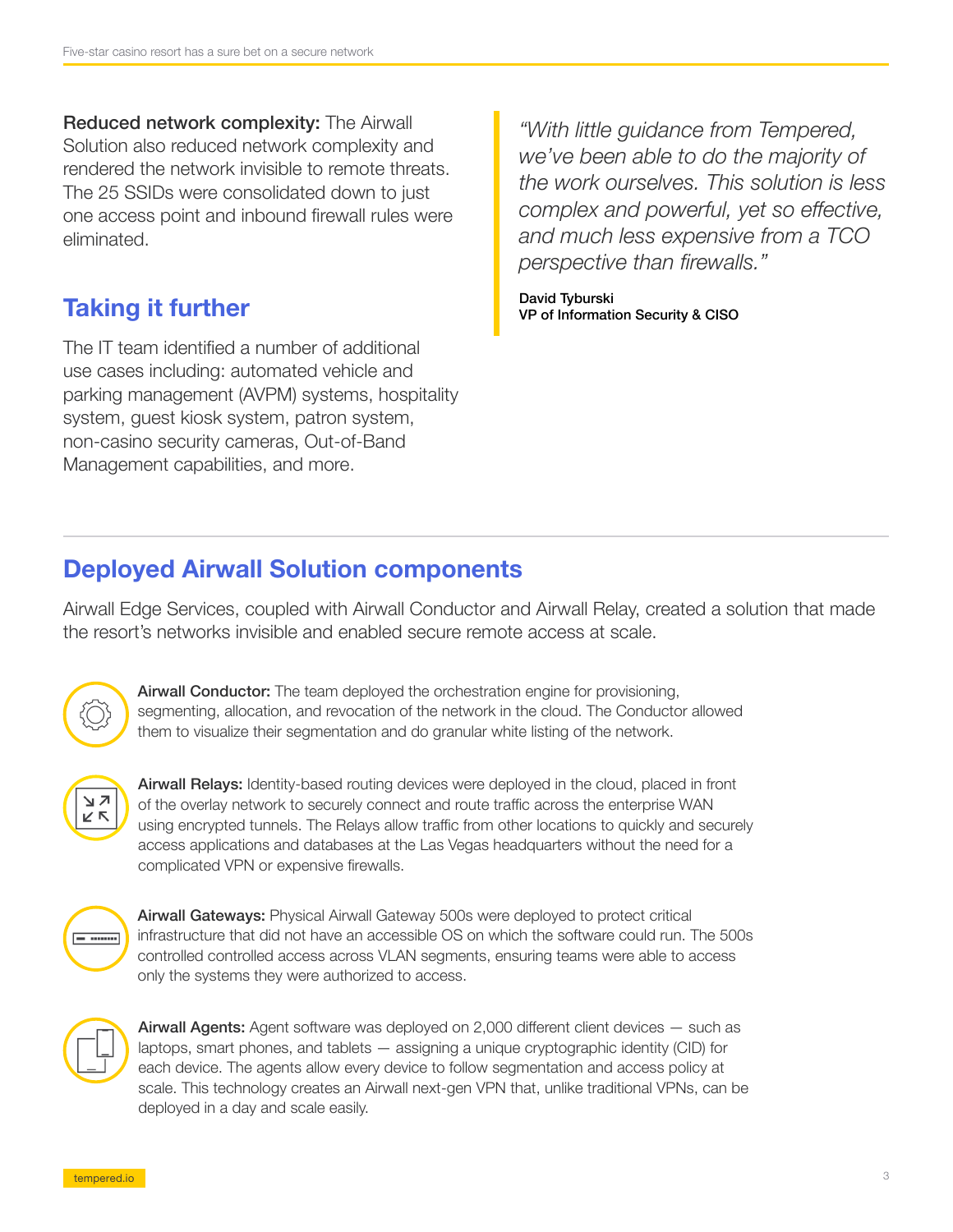**Reduced network complexity:** The Airwall Solution also reduced network complexity and rendered the network invisible to remote threats. The 25 SSIDs were consolidated down to just one access point and inbound firewall rules were eliminated.

## Taking it further

The IT team identified a number of additional use cases including: automated vehicle and parking management (AVPM) systems, hospitality system, guest kiosk system, patron system, non-casino security cameras, Out-of-Band Management capabilities, and more.

> *"With little guidance from Tempered, we've been able to do the majority of the work ourselves. This solution is less complex and powerful, yet so effective, and much less expensive from a TCO perspective than firewalls."*
>
> **David Tyburski**
> **VP of Information Security & CISO**

## Deployed Airwall Solution components

Airwall Edge Services, coupled with Airwall Conductor and Airwall Relay, created a solution that made the resort's networks invisible and enabled secure remote access at scale.

**Airwall Conductor:** The team deployed the orchestration engine for provisioning, segmenting, allocation, and revocation of the network in the cloud. The Conductor allowed them to visualize their segmentation and do granular white listing of the network.

**Airwall Relays:** Identity-based routing devices were deployed in the cloud, placed in front of the overlay network to securely connect and route traffic across the enterprise WAN using encrypted tunnels. The Relays allow traffic from other locations to quickly and securely access applications and databases at the Las Vegas headquarters without the need for a complicated VPN or expensive firewalls.

**Airwall Gateways:** Physical Airwall Gateway 500s were deployed to protect critical infrastructure that did not have an accessible OS on which the software could run. The 500s controlled controlled access across VLAN segments, ensuring teams were able to access only the systems they were authorized to access.

**Airwall Agents:** Agent software was deployed on 2,000 different client devices — such as laptops, smart phones, and tablets — assigning a unique cryptographic identity (CID) for each device. The agents allow every device to follow segmentation and access policy at scale. This technology creates an Airwall next-gen VPN that, unlike traditional VPNs, can be deployed in a day and scale easily.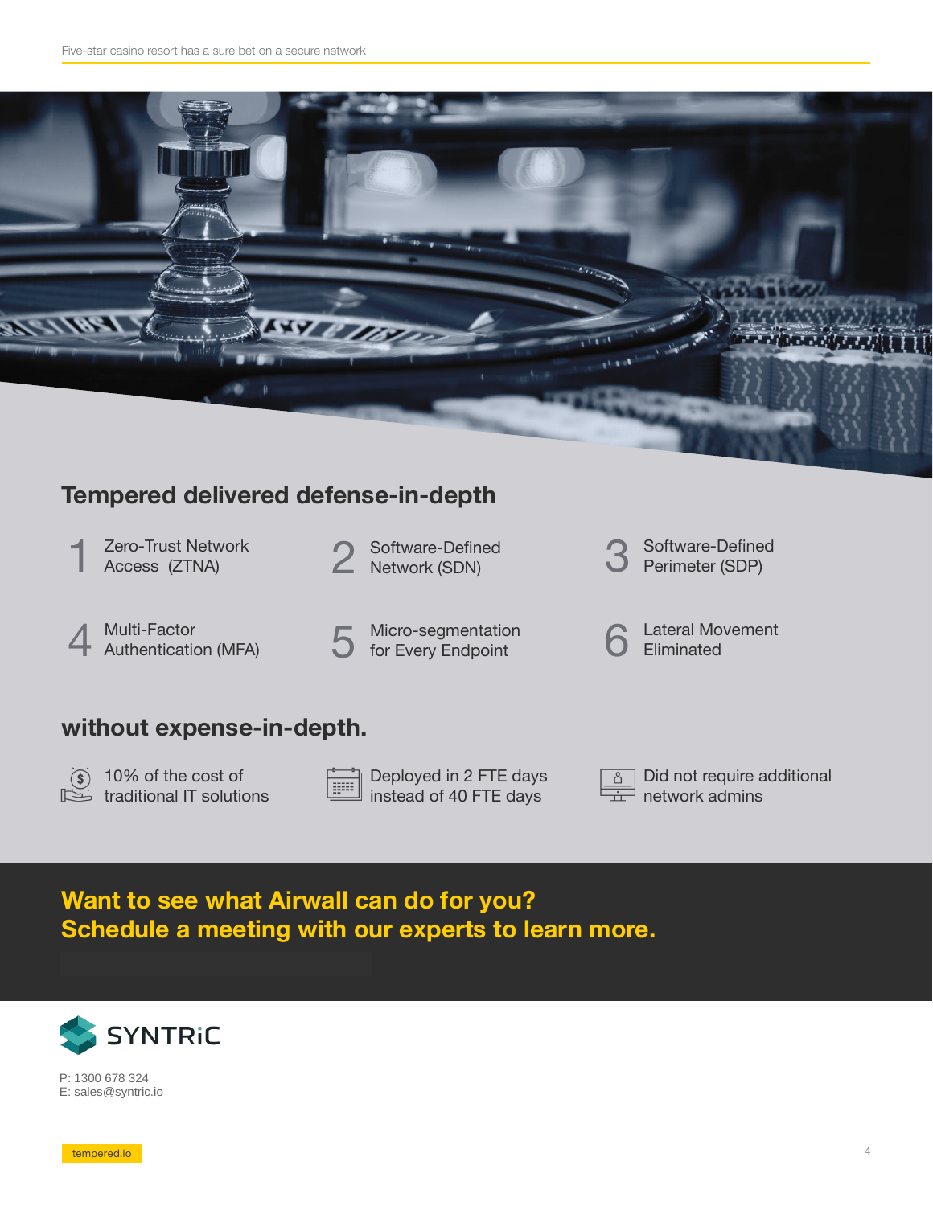## Tempered delivered defense-in-depth

1. Zero-Trust Network Access (ZTNA)
2. Software-Defined Network (SDN)
3. Software-Defined Perimeter (SDP)
4. Multi-Factor Authentication (MFA)
5. Micro-segmentation for Every Endpoint
6. Lateral Movement Eliminated

## without expense-in-depth.

- 10% of the cost of traditional IT solutions
- Deployed in 2 FTE days instead of 40 FTE days
- Did not require additional network admins

**Want to see what Airwall can do for you?**
**Schedule a meeting with our experts to learn more.**

SYNTRiC

P: 1300 678 324
E: sales@syntric.io

tempered.io